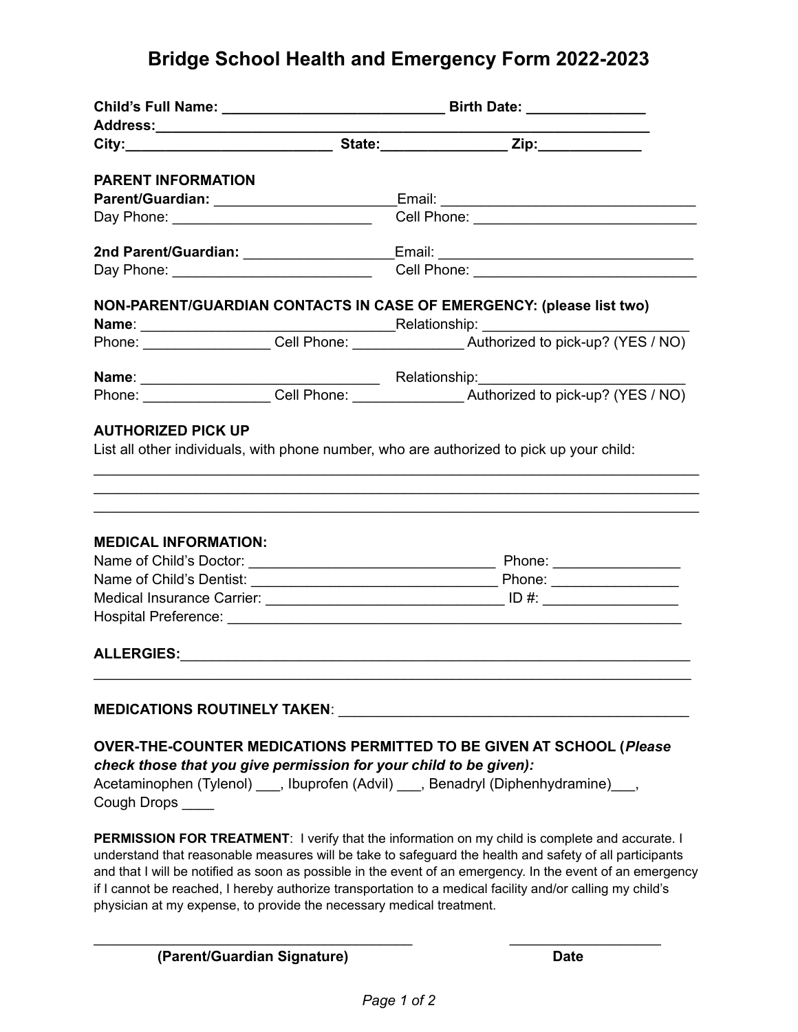# Bridge School Health and Emergency Form 2022-2023

**Child's Full Name:** ___________________________ **Birth Date:** ______________
**Address:**_________________________________________________________________
**City:**_________________________ **State:**_______________ **Zip:**____________

**PARENT INFORMATION**

**Parent/Guardian:** _______________________Email: ________________________________
Day Phone: _________________________ Cell Phone: ____________________________

**2nd Parent/Guardian:** __________________Email: ________________________________
Day Phone: _________________________ Cell Phone: ____________________________

**NON-PARENT/GUARDIAN CONTACTS IN CASE OF EMERGENCY: (please list two)**

**Name**: _______________________________Relationship: __________________________
Phone: ________________ Cell Phone: ______________ Authorized to pick-up? (YES / NO)

**Name**: ______________________________ Relationship:_________________________
Phone: ________________ Cell Phone: ______________ Authorized to pick-up? (YES / NO)

**AUTHORIZED PICK UP**

List all other individuals, with phone number, who are authorized to pick up your child:

_____________________________________________________________________________
_____________________________________________________________________________
_____________________________________________________________________________

**MEDICAL INFORMATION:**

Name of Child's Doctor: _______________________________ Phone: ________________
Name of Child's Dentist: _______________________________ Phone: ________________
Medical Insurance Carrier: ______________________________ ID #: _________________
Hospital Preference: ___________________________________________________________

**ALLERGIES:**__________________________________________________________________
_____________________________________________________________________________

**MEDICATIONS ROUTINELY TAKEN**: ____________________________________________

**OVER-THE-COUNTER MEDICATIONS PERMITTED TO BE GIVEN AT SCHOOL (*Please check those that you give permission for your child to be given):***
Acetaminophen (Tylenol) ___, Ibuprofen (Advil) ___, Benadryl (Diphenhydramine)___,
Cough Drops ____

**PERMISSION FOR TREATMENT**: I verify that the information on my child is complete and accurate. I understand that reasonable measures will be take to safeguard the health and safety of all participants and that I will be notified as soon as possible in the event of an emergency. In the event of an emergency if I cannot be reached, I hereby authorize transportation to a medical facility and/or calling my child's physician at my expense, to provide the necessary medical treatment.

_________________________________________ ___________________
**(Parent/Guardian Signature)** **Date**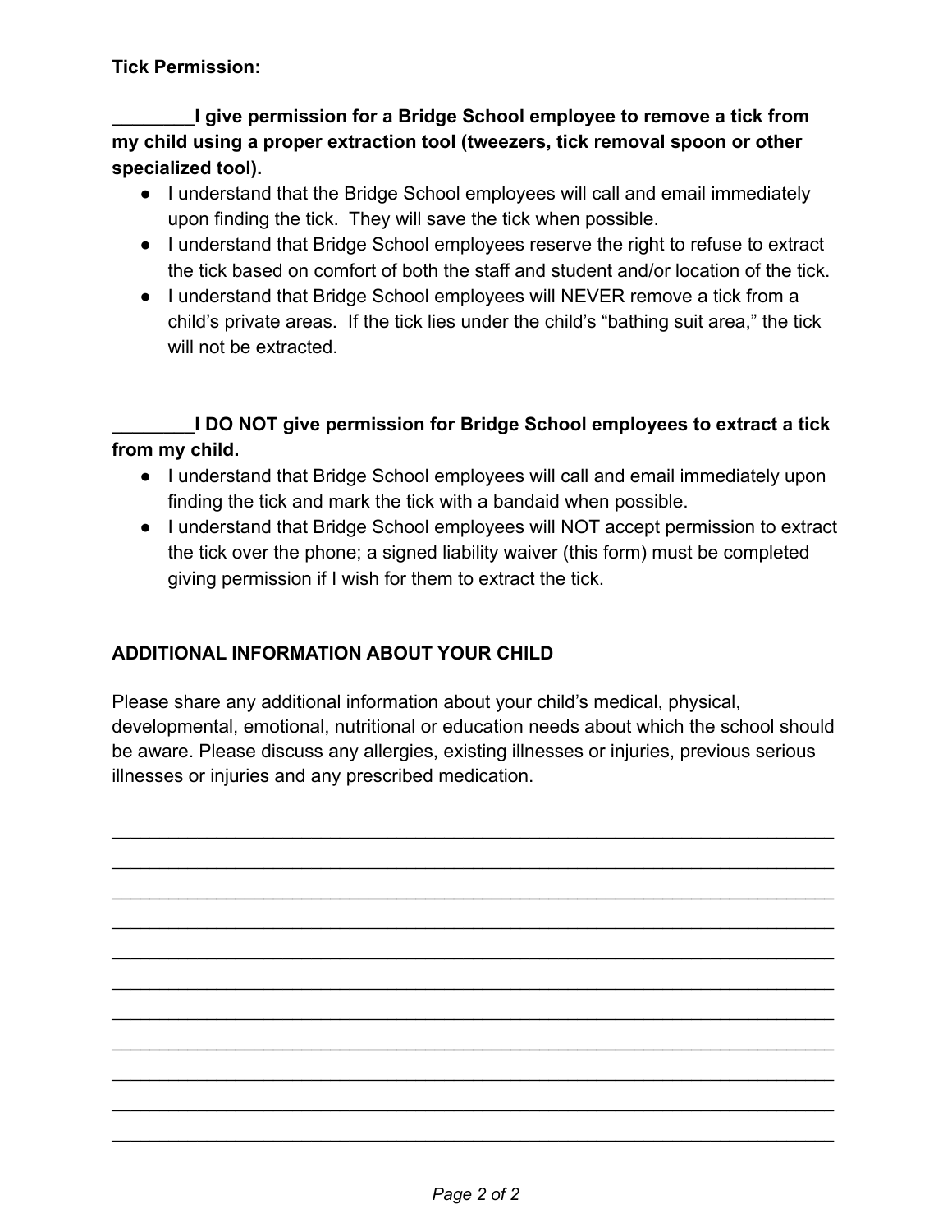**Tick Permission:**

**________I give permission for a Bridge School employee to remove a tick from my child using a proper extraction tool (tweezers, tick removal spoon or other specialized tool).**

- I understand that the Bridge School employees will call and email immediately upon finding the tick. They will save the tick when possible.
- I understand that Bridge School employees reserve the right to refuse to extract the tick based on comfort of both the staff and student and/or location of the tick.
- I understand that Bridge School employees will NEVER remove a tick from a child's private areas. If the tick lies under the child's "bathing suit area," the tick will not be extracted.

**________I DO NOT give permission for Bridge School employees to extract a tick from my child.**

- I understand that Bridge School employees will call and email immediately upon finding the tick and mark the tick with a bandaid when possible.
- I understand that Bridge School employees will NOT accept permission to extract the tick over the phone; a signed liability waiver (this form) must be completed giving permission if I wish for them to extract the tick.

**ADDITIONAL INFORMATION ABOUT YOUR CHILD**

Please share any additional information about your child's medical, physical, developmental, emotional, nutritional or education needs about which the school should be aware. Please discuss any allergies, existing illnesses or injuries, previous serious illnesses or injuries and any prescribed medication.

______________________________________________________________________

______________________________________________________________________

______________________________________________________________________

______________________________________________________________________

______________________________________________________________________

______________________________________________________________________

______________________________________________________________________

______________________________________________________________________

______________________________________________________________________

______________________________________________________________________

______________________________________________________________________